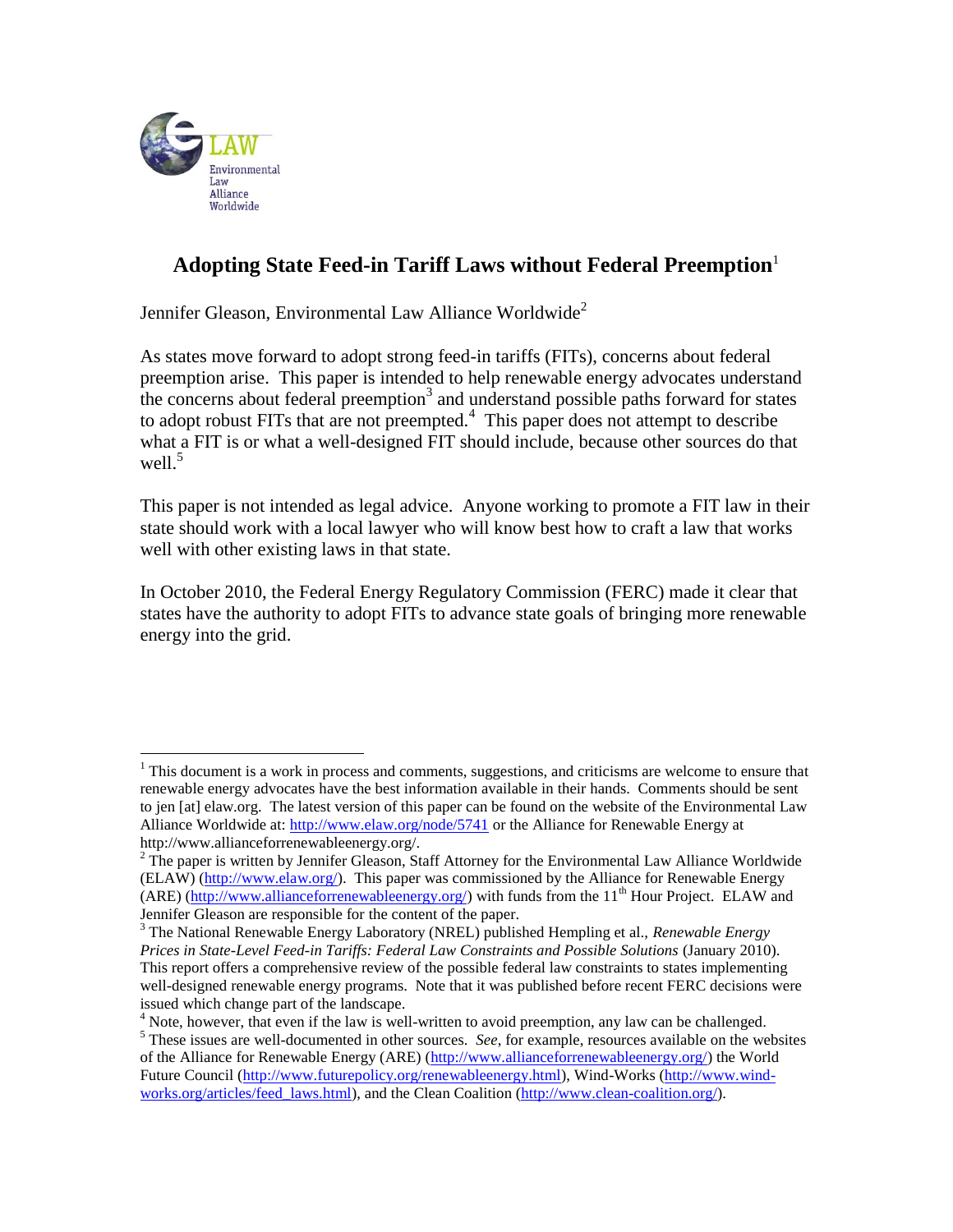# Adopting State Feed-in Tariff Laws without Federal Preemption[1]

Jennifer Gleason, Environmental Law Alliance Worldwide[2]

As states move forward to adopt strong feed-in tariffs (FITs), concerns about federal preemption arise. This paper is intended to help renewable energy advocates understand the concerns about federal preemption[3] and understand possible paths forward for states to adopt robust FITs that are not preempted.[4] This paper does not attempt to describe what a FIT is or what a well-designed FIT should include, because other sources do that well.[5]

This paper is not intended as legal advice. Anyone working to promote a FIT law in their state should work with a local lawyer who will know best how to craft a law that works well with other existing laws in that state.

In October 2010, the Federal Energy Regulatory Commission (FERC) made it clear that states have the authority to adopt FITs to advance state goals of bringing more renewable energy into the grid.

---

[1] This document is a work in process and comments, suggestions, and criticisms are welcome to ensure that renewable energy advocates have the best information available in their hands. Comments should be sent to jen [at] elaw.org. The latest version of this paper can be found on the website of the Environmental Law Alliance Worldwide at: http://www.elaw.org/node/5741 or the Alliance for Renewable Energy at http://www.allianceforrenewableenergy.org/.

[2] The paper is written by Jennifer Gleason, Staff Attorney for the Environmental Law Alliance Worldwide (ELAW) (http://www.elaw.org/). This paper was commissioned by the Alliance for Renewable Energy (ARE) (http://www.allianceforrenewableenergy.org/) with funds from the 11th Hour Project. ELAW and Jennifer Gleason are responsible for the content of the paper.

[3] The National Renewable Energy Laboratory (NREL) published Hempling et al., *Renewable Energy Prices in State-Level Feed-in Tariffs: Federal Law Constraints and Possible Solutions* (January 2010). This report offers a comprehensive review of the possible federal law constraints to states implementing well-designed renewable energy programs. Note that it was published before recent FERC decisions were issued which change part of the landscape.

[4] Note, however, that even if the law is well-written to avoid preemption, any law can be challenged.

[5] These issues are well-documented in other sources. *See*, for example, resources available on the websites of the Alliance for Renewable Energy (ARE) (http://www.allianceforrenewableenergy.org/) the World Future Council (http://www.futurepolicy.org/renewableenergy.html), Wind-Works (http://www.wind-works.org/articles/feed_laws.html), and the Clean Coalition (http://www.clean-coalition.org/).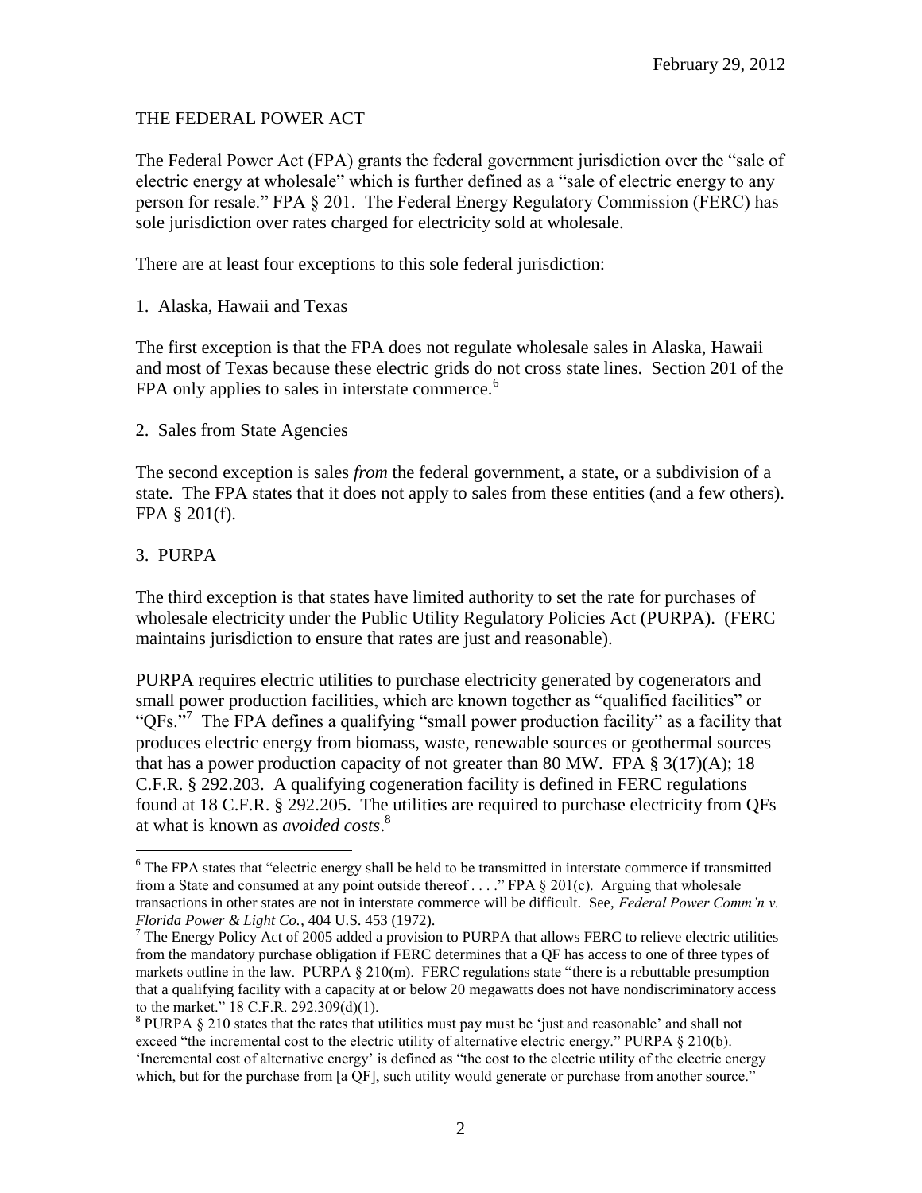February 29, 2012

## THE FEDERAL POWER ACT

The Federal Power Act (FPA) grants the federal government jurisdiction over the "sale of electric energy at wholesale" which is further defined as a "sale of electric energy to any person for resale." FPA § 201. The Federal Energy Regulatory Commission (FERC) has sole jurisdiction over rates charged for electricity sold at wholesale.

There are at least four exceptions to this sole federal jurisdiction:

### 1. Alaska, Hawaii and Texas

The first exception is that the FPA does not regulate wholesale sales in Alaska, Hawaii and most of Texas because these electric grids do not cross state lines. Section 201 of the FPA only applies to sales in interstate commerce.[6]

### 2. Sales from State Agencies

The second exception is sales *from* the federal government, a state, or a subdivision of a state. The FPA states that it does not apply to sales from these entities (and a few others). FPA § 201(f).

### 3. PURPA

The third exception is that states have limited authority to set the rate for purchases of wholesale electricity under the Public Utility Regulatory Policies Act (PURPA). (FERC maintains jurisdiction to ensure that rates are just and reasonable).

PURPA requires electric utilities to purchase electricity generated by cogenerators and small power production facilities, which are known together as "qualified facilities" or "QFs."[7] The FPA defines a qualifying "small power production facility" as a facility that produces electric energy from biomass, waste, renewable sources or geothermal sources that has a power production capacity of not greater than 80 MW. FPA § 3(17)(A); 18 C.F.R. § 292.203. A qualifying cogeneration facility is defined in FERC regulations found at 18 C.F.R. § 292.205. The utilities are required to purchase electricity from QFs at what is known as *avoided costs*.[8]

---

[6] The FPA states that "electric energy shall be held to be transmitted in interstate commerce if transmitted from a State and consumed at any point outside thereof . . . ." FPA § 201(c). Arguing that wholesale transactions in other states are not in interstate commerce will be difficult. See, *Federal Power Comm'n v. Florida Power & Light Co.*, 404 U.S. 453 (1972).

[7] The Energy Policy Act of 2005 added a provision to PURPA that allows FERC to relieve electric utilities from the mandatory purchase obligation if FERC determines that a QF has access to one of three types of markets outline in the law. PURPA § 210(m). FERC regulations state "there is a rebuttable presumption that a qualifying facility with a capacity at or below 20 megawatts does not have nondiscriminatory access to the market." 18 C.F.R. 292.309(d)(1).

[8] PURPA § 210 states that the rates that utilities must pay must be 'just and reasonable' and shall not exceed "the incremental cost to the electric utility of alternative electric energy." PURPA § 210(b). 'Incremental cost of alternative energy' is defined as "the cost to the electric utility of the electric energy which, but for the purchase from [a QF], such utility would generate or purchase from another source."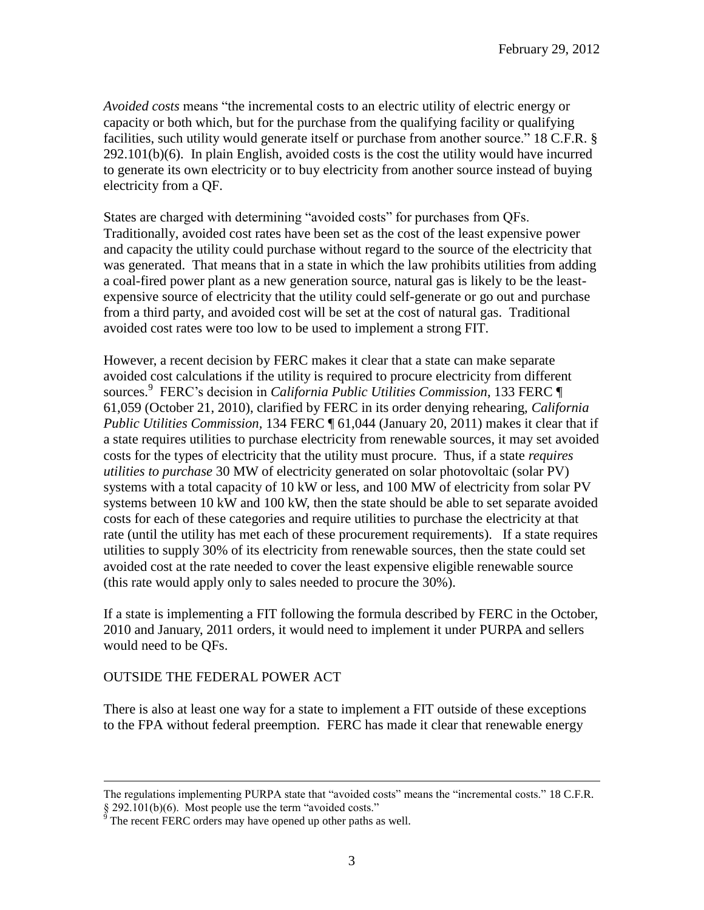*Avoided costs* means "the incremental costs to an electric utility of electric energy or capacity or both which, but for the purchase from the qualifying facility or qualifying facilities, such utility would generate itself or purchase from another source." 18 C.F.R. § 292.101(b)(6). In plain English, avoided costs is the cost the utility would have incurred to generate its own electricity or to buy electricity from another source instead of buying electricity from a QF.

States are charged with determining "avoided costs" for purchases from QFs. Traditionally, avoided cost rates have been set as the cost of the least expensive power and capacity the utility could purchase without regard to the source of the electricity that was generated. That means that in a state in which the law prohibits utilities from adding a coal-fired power plant as a new generation source, natural gas is likely to be the least-expensive source of electricity that the utility could self-generate or go out and purchase from a third party, and avoided cost will be set at the cost of natural gas. Traditional avoided cost rates were too low to be used to implement a strong FIT.

However, a recent decision by FERC makes it clear that a state can make separate avoided cost calculations if the utility is required to procure electricity from different sources.[9] FERC's decision in *California Public Utilities Commission*, 133 FERC ¶ 61,059 (October 21, 2010), clarified by FERC in its order denying rehearing, *California Public Utilities Commission*, 134 FERC ¶ 61,044 (January 20, 2011) makes it clear that if a state requires utilities to purchase electricity from renewable sources, it may set avoided costs for the types of electricity that the utility must procure. Thus, if a state *requires utilities to purchase* 30 MW of electricity generated on solar photovoltaic (solar PV) systems with a total capacity of 10 kW or less, and 100 MW of electricity from solar PV systems between 10 kW and 100 kW, then the state should be able to set separate avoided costs for each of these categories and require utilities to purchase the electricity at that rate (until the utility has met each of these procurement requirements). If a state requires utilities to supply 30% of its electricity from renewable sources, then the state could set avoided cost at the rate needed to cover the least expensive eligible renewable source (this rate would apply only to sales needed to procure the 30%).

If a state is implementing a FIT following the formula described by FERC in the October, 2010 and January, 2011 orders, it would need to implement it under PURPA and sellers would need to be QFs.

OUTSIDE THE FEDERAL POWER ACT

There is also at least one way for a state to implement a FIT outside of these exceptions to the FPA without federal preemption. FERC has made it clear that renewable energy

---

The regulations implementing PURPA state that "avoided costs" means the "incremental costs." 18 C.F.R. § 292.101(b)(6). Most people use the term "avoided costs."

[9] The recent FERC orders may have opened up other paths as well.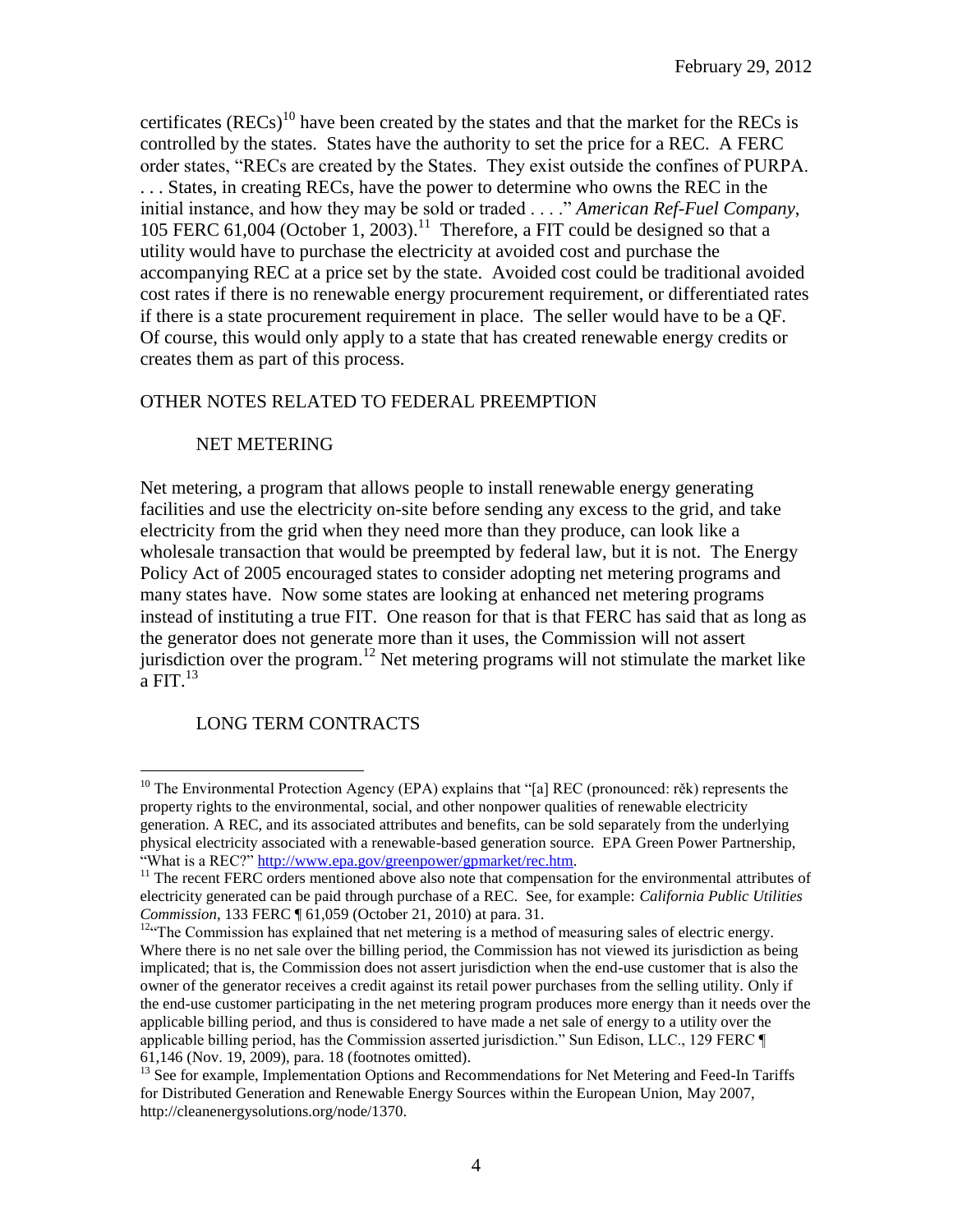certificates (RECs)[10] have been created by the states and that the market for the RECs is controlled by the states. States have the authority to set the price for a REC. A FERC order states, "RECs are created by the States. They exist outside the confines of PURPA. . . . States, in creating RECs, have the power to determine who owns the REC in the initial instance, and how they may be sold or traded . . . ." *American Ref-Fuel Company*, 105 FERC 61,004 (October 1, 2003).[11] Therefore, a FIT could be designed so that a utility would have to purchase the electricity at avoided cost and purchase the accompanying REC at a price set by the state. Avoided cost could be traditional avoided cost rates if there is no renewable energy procurement requirement, or differentiated rates if there is a state procurement requirement in place. The seller would have to be a QF. Of course, this would only apply to a state that has created renewable energy credits or creates them as part of this process.

## OTHER NOTES RELATED TO FEDERAL PREEMPTION

### NET METERING

Net metering, a program that allows people to install renewable energy generating facilities and use the electricity on-site before sending any excess to the grid, and take electricity from the grid when they need more than they produce, can look like a wholesale transaction that would be preempted by federal law, but it is not. The Energy Policy Act of 2005 encouraged states to consider adopting net metering programs and many states have. Now some states are looking at enhanced net metering programs instead of instituting a true FIT. One reason for that is that FERC has said that as long as the generator does not generate more than it uses, the Commission will not assert jurisdiction over the program.[12] Net metering programs will not stimulate the market like a FIT.[13]

### LONG TERM CONTRACTS

---

[10] The Environmental Protection Agency (EPA) explains that "[a] REC (pronounced: rěk) represents the property rights to the environmental, social, and other nonpower qualities of renewable electricity generation. A REC, and its associated attributes and benefits, can be sold separately from the underlying physical electricity associated with a renewable-based generation source. EPA Green Power Partnership, "What is a REC?" http://www.epa.gov/greenpower/gpmarket/rec.htm.

[11] The recent FERC orders mentioned above also note that compensation for the environmental attributes of electricity generated can be paid through purchase of a REC. See, for example: *California Public Utilities Commission*, 133 FERC ¶ 61,059 (October 21, 2010) at para. 31.

[12] "The Commission has explained that net metering is a method of measuring sales of electric energy. Where there is no net sale over the billing period, the Commission has not viewed its jurisdiction as being implicated; that is, the Commission does not assert jurisdiction when the end-use customer that is also the owner of the generator receives a credit against its retail power purchases from the selling utility. Only if the end-use customer participating in the net metering program produces more energy than it needs over the applicable billing period, and thus is considered to have made a net sale of energy to a utility over the applicable billing period, has the Commission asserted jurisdiction." Sun Edison, LLC., 129 FERC ¶ 61,146 (Nov. 19, 2009), para. 18 (footnotes omitted).

[13] See for example, Implementation Options and Recommendations for Net Metering and Feed-In Tariffs for Distributed Generation and Renewable Energy Sources within the European Union, May 2007, http://cleanenergysolutions.org/node/1370.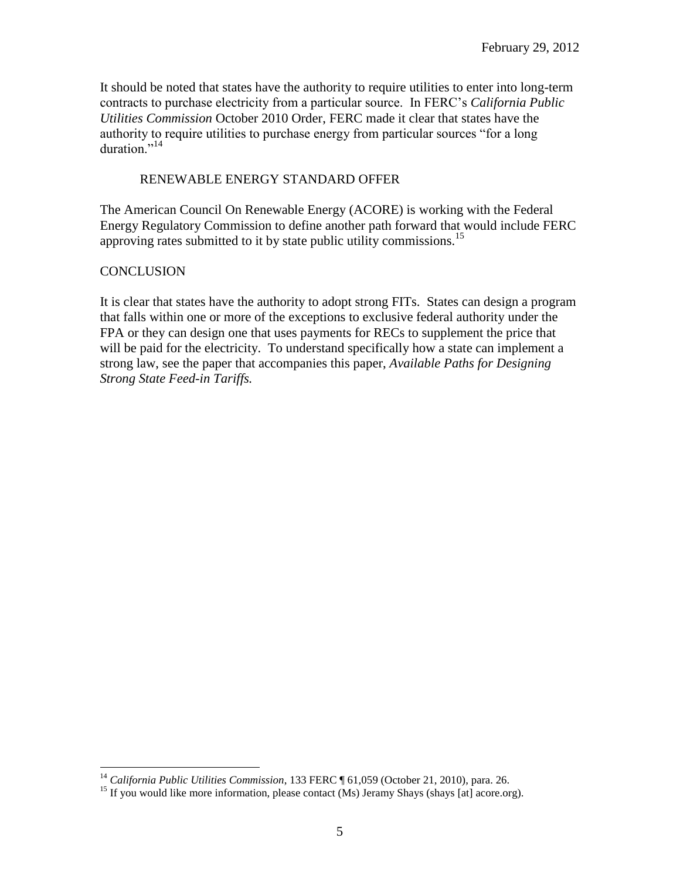It should be noted that states have the authority to require utilities to enter into long-term contracts to purchase electricity from a particular source. In FERC's *California Public Utilities Commission* October 2010 Order, FERC made it clear that states have the authority to require utilities to purchase energy from particular sources "for a long duration."[14]

## RENEWABLE ENERGY STANDARD OFFER

The American Council On Renewable Energy (ACORE) is working with the Federal Energy Regulatory Commission to define another path forward that would include FERC approving rates submitted to it by state public utility commissions.[15]

## CONCLUSION

It is clear that states have the authority to adopt strong FITs. States can design a program that falls within one or more of the exceptions to exclusive federal authority under the FPA or they can design one that uses payments for RECs to supplement the price that will be paid for the electricity. To understand specifically how a state can implement a strong law, see the paper that accompanies this paper, *Available Paths for Designing Strong State Feed-in Tariffs.*

---

[14] *California Public Utilities Commission*, 133 FERC ¶ 61,059 (October 21, 2010), para. 26.

[15] If you would like more information, please contact (Ms) Jeramy Shays (shays [at] acore.org).